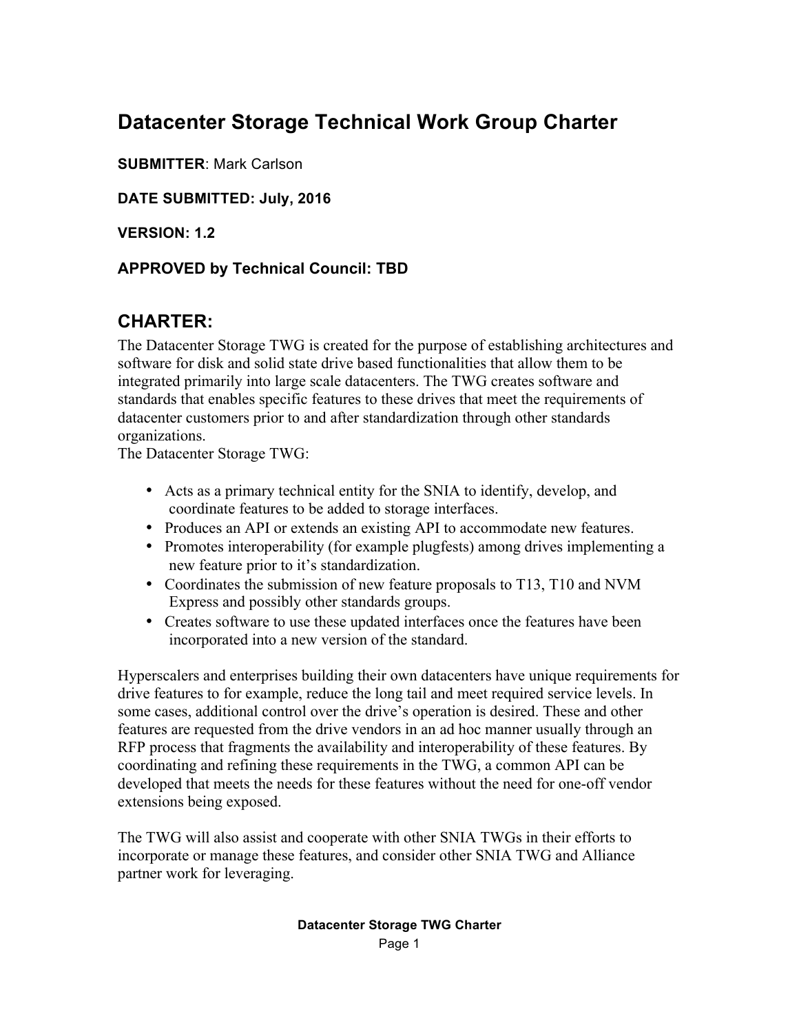# Datacenter Storage Technical Work Group Charter

**SUBMITTER**: Mark Carlson

**DATE SUBMITTED: July, 2016**

**VERSION: 1.2**

**APPROVED by Technical Council: TBD**

## CHARTER:

The Datacenter Storage TWG is created for the purpose of establishing architectures and software for disk and solid state drive based functionalities that allow them to be integrated primarily into large scale datacenters. The TWG creates software and standards that enables specific features to these drives that meet the requirements of datacenter customers prior to and after standardization through other standards organizations.

The Datacenter Storage TWG:

- Acts as a primary technical entity for the SNIA to identify, develop, and coordinate features to be added to storage interfaces.
- Produces an API or extends an existing API to accommodate new features.
- Promotes interoperability (for example plugfests) among drives implementing a new feature prior to it's standardization.
- Coordinates the submission of new feature proposals to T13, T10 and NVM Express and possibly other standards groups.
- Creates software to use these updated interfaces once the features have been incorporated into a new version of the standard.

Hyperscalers and enterprises building their own datacenters have unique requirements for drive features to for example, reduce the long tail and meet required service levels. In some cases, additional control over the drive's operation is desired. These and other features are requested from the drive vendors in an ad hoc manner usually through an RFP process that fragments the availability and interoperability of these features. By coordinating and refining these requirements in the TWG, a common API can be developed that meets the needs for these features without the need for one-off vendor extensions being exposed.

The TWG will also assist and cooperate with other SNIA TWGs in their efforts to incorporate or manage these features, and consider other SNIA TWG and Alliance partner work for leveraging.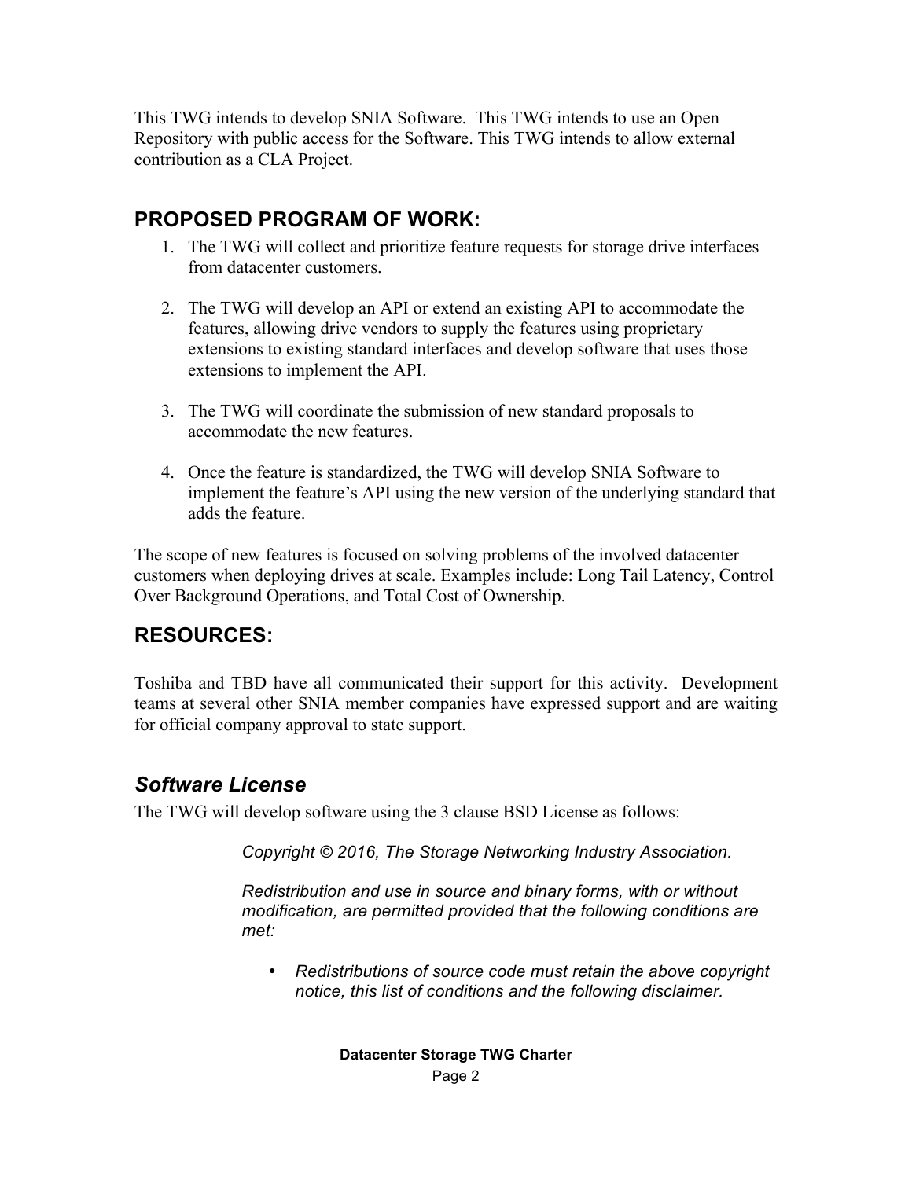This TWG intends to develop SNIA Software. This TWG intends to use an Open Repository with public access for the Software. This TWG intends to allow external contribution as a CLA Project.

## PROPOSED PROGRAM OF WORK:

1. The TWG will collect and prioritize feature requests for storage drive interfaces from datacenter customers.

2. The TWG will develop an API or extend an existing API to accommodate the features, allowing drive vendors to supply the features using proprietary extensions to existing standard interfaces and develop software that uses those extensions to implement the API.

3. The TWG will coordinate the submission of new standard proposals to accommodate the new features.

4. Once the feature is standardized, the TWG will develop SNIA Software to implement the feature's API using the new version of the underlying standard that adds the feature.

The scope of new features is focused on solving problems of the involved datacenter customers when deploying drives at scale. Examples include: Long Tail Latency, Control Over Background Operations, and Total Cost of Ownership.

## RESOURCES:

Toshiba and TBD have all communicated their support for this activity. Development teams at several other SNIA member companies have expressed support and are waiting for official company approval to state support.

### *Software License*

The TWG will develop software using the 3 clause BSD License as follows:

> *Copyright © 2016, The Storage Networking Industry Association.*
>
> *Redistribution and use in source and binary forms, with or without modification, are permitted provided that the following conditions are met:*
>
> - *Redistributions of source code must retain the above copyright notice, this list of conditions and the following disclaimer.*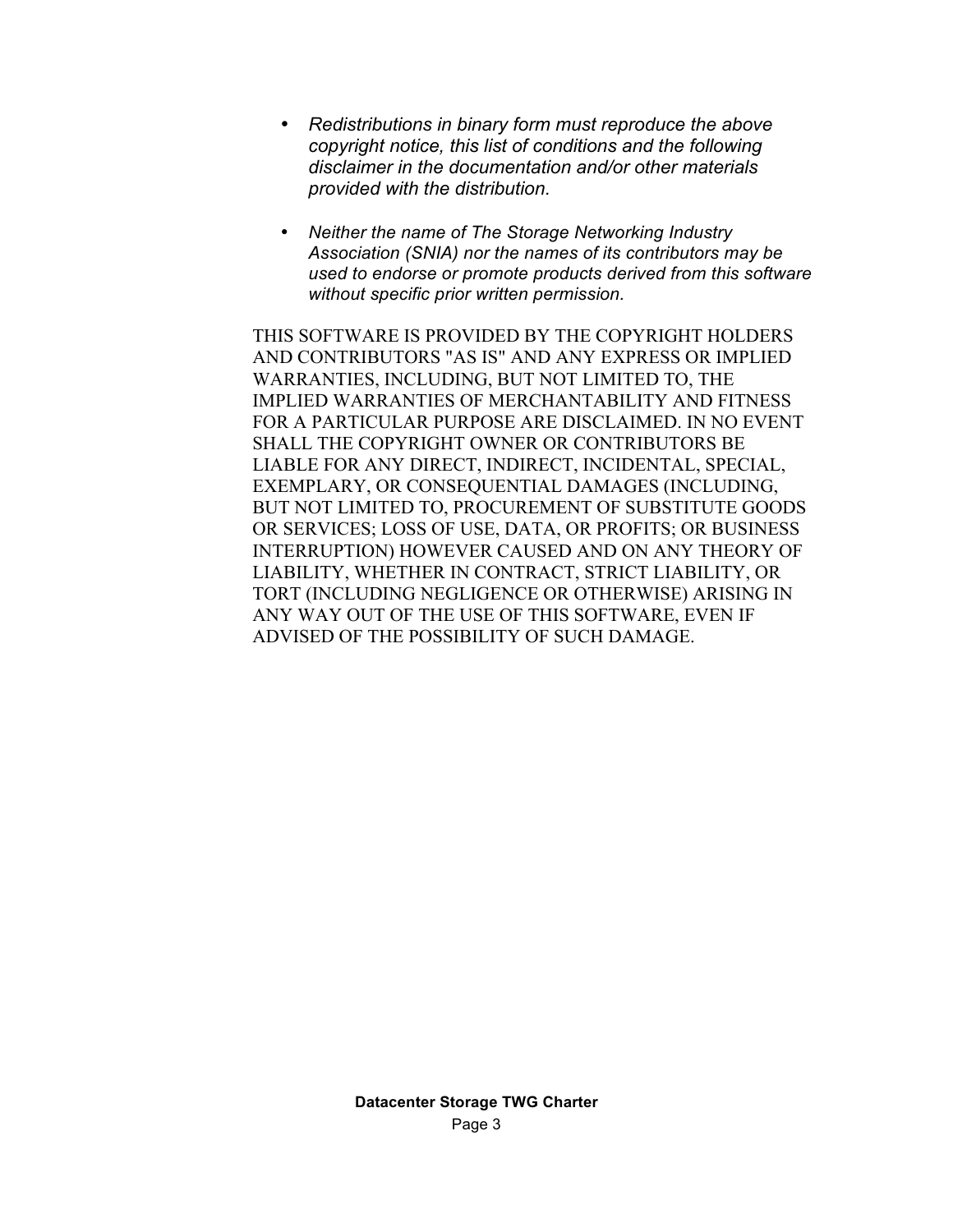- *Redistributions in binary form must reproduce the above copyright notice, this list of conditions and the following disclaimer in the documentation and/or other materials provided with the distribution.*

- *Neither the name of The Storage Networking Industry Association (SNIA) nor the names of its contributors may be used to endorse or promote products derived from this software without specific prior written permission.*

THIS SOFTWARE IS PROVIDED BY THE COPYRIGHT HOLDERS AND CONTRIBUTORS "AS IS" AND ANY EXPRESS OR IMPLIED WARRANTIES, INCLUDING, BUT NOT LIMITED TO, THE IMPLIED WARRANTIES OF MERCHANTABILITY AND FITNESS FOR A PARTICULAR PURPOSE ARE DISCLAIMED. IN NO EVENT SHALL THE COPYRIGHT OWNER OR CONTRIBUTORS BE LIABLE FOR ANY DIRECT, INDIRECT, INCIDENTAL, SPECIAL, EXEMPLARY, OR CONSEQUENTIAL DAMAGES (INCLUDING, BUT NOT LIMITED TO, PROCUREMENT OF SUBSTITUTE GOODS OR SERVICES; LOSS OF USE, DATA, OR PROFITS; OR BUSINESS INTERRUPTION) HOWEVER CAUSED AND ON ANY THEORY OF LIABILITY, WHETHER IN CONTRACT, STRICT LIABILITY, OR TORT (INCLUDING NEGLIGENCE OR OTHERWISE) ARISING IN ANY WAY OUT OF THE USE OF THIS SOFTWARE, EVEN IF ADVISED OF THE POSSIBILITY OF SUCH DAMAGE.